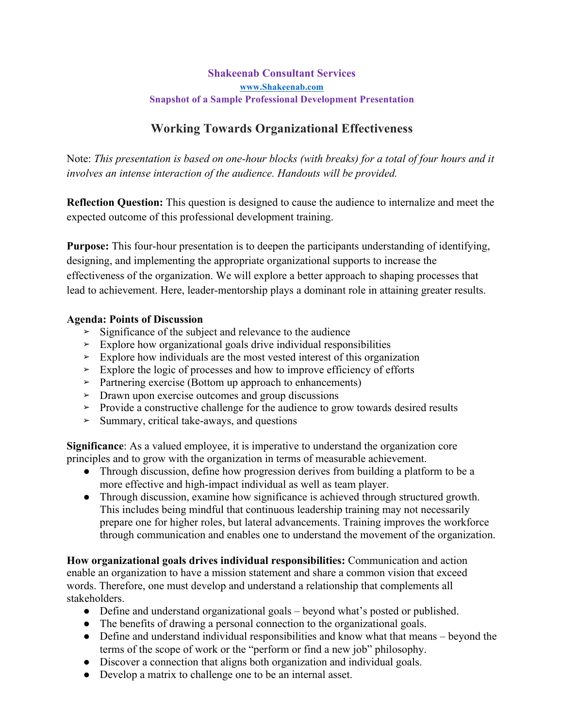**Shakeenab Consultant Services**
**www.Shakeenab.com**
**Snapshot of a Sample Professional Development Presentation**

# Working Towards Organizational Effectiveness

Note: *This presentation is based on one-hour blocks (with breaks) for a total of four hours and it involves an intense interaction of the audience. Handouts will be provided.*

**Reflection Question:** This question is designed to cause the audience to internalize and meet the expected outcome of this professional development training.

**Purpose:** This four-hour presentation is to deepen the participants understanding of identifying, designing, and implementing the appropriate organizational supports to increase the effectiveness of the organization. We will explore a better approach to shaping processes that lead to achievement. Here, leader-mentorship plays a dominant role in attaining greater results.

**Agenda: Points of Discussion**

- ➢ Significance of the subject and relevance to the audience
- ➢ Explore how organizational goals drive individual responsibilities
- ➢ Explore how individuals are the most vested interest of this organization
- ➢ Explore the logic of processes and how to improve efficiency of efforts
- ➢ Partnering exercise (Bottom up approach to enhancements)
- ➢ Drawn upon exercise outcomes and group discussions
- ➢ Provide a constructive challenge for the audience to grow towards desired results
- ➢ Summary, critical take-aways, and questions

**Significance**: As a valued employee, it is imperative to understand the organization core principles and to grow with the organization in terms of measurable achievement.

- Through discussion, define how progression derives from building a platform to be a more effective and high-impact individual as well as team player.
- Through discussion, examine how significance is achieved through structured growth. This includes being mindful that continuous leadership training may not necessarily prepare one for higher roles, but lateral advancements. Training improves the workforce through communication and enables one to understand the movement of the organization.

**How organizational goals drives individual responsibilities:** Communication and action enable an organization to have a mission statement and share a common vision that exceed words. Therefore, one must develop and understand a relationship that complements all stakeholders.

- Define and understand organizational goals – beyond what's posted or published.
- The benefits of drawing a personal connection to the organizational goals.
- Define and understand individual responsibilities and know what that means – beyond the terms of the scope of work or the "perform or find a new job" philosophy.
- Discover a connection that aligns both organization and individual goals.
- Develop a matrix to challenge one to be an internal asset.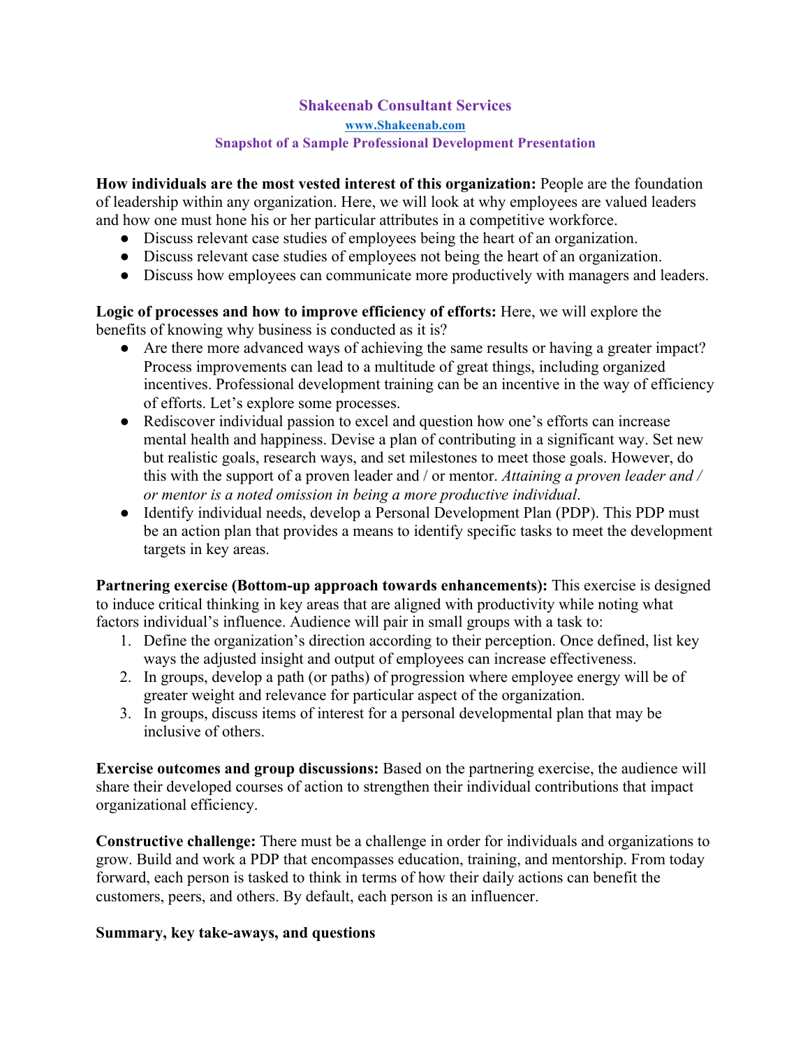**Shakeenab Consultant Services**

**www.Shakeenab.com**

**Snapshot of a Sample Professional Development Presentation**

**How individuals are the most vested interest of this organization:** People are the foundation of leadership within any organization. Here, we will look at why employees are valued leaders and how one must hone his or her particular attributes in a competitive workforce.

- Discuss relevant case studies of employees being the heart of an organization.
- Discuss relevant case studies of employees not being the heart of an organization.
- Discuss how employees can communicate more productively with managers and leaders.

**Logic of processes and how to improve efficiency of efforts:** Here, we will explore the benefits of knowing why business is conducted as it is?

- Are there more advanced ways of achieving the same results or having a greater impact? Process improvements can lead to a multitude of great things, including organized incentives. Professional development training can be an incentive in the way of efficiency of efforts. Let's explore some processes.
- Rediscover individual passion to excel and question how one's efforts can increase mental health and happiness. Devise a plan of contributing in a significant way. Set new but realistic goals, research ways, and set milestones to meet those goals. However, do this with the support of a proven leader and / or mentor. *Attaining a proven leader and / or mentor is a noted omission in being a more productive individual*.
- Identify individual needs, develop a Personal Development Plan (PDP). This PDP must be an action plan that provides a means to identify specific tasks to meet the development targets in key areas.

**Partnering exercise (Bottom-up approach towards enhancements):** This exercise is designed to induce critical thinking in key areas that are aligned with productivity while noting what factors individual's influence. Audience will pair in small groups with a task to:

1. Define the organization's direction according to their perception. Once defined, list key ways the adjusted insight and output of employees can increase effectiveness.
2. In groups, develop a path (or paths) of progression where employee energy will be of greater weight and relevance for particular aspect of the organization.
3. In groups, discuss items of interest for a personal developmental plan that may be inclusive of others.

**Exercise outcomes and group discussions:** Based on the partnering exercise, the audience will share their developed courses of action to strengthen their individual contributions that impact organizational efficiency.

**Constructive challenge:** There must be a challenge in order for individuals and organizations to grow. Build and work a PDP that encompasses education, training, and mentorship. From today forward, each person is tasked to think in terms of how their daily actions can benefit the customers, peers, and others. By default, each person is an influencer.

**Summary, key take-aways, and questions**